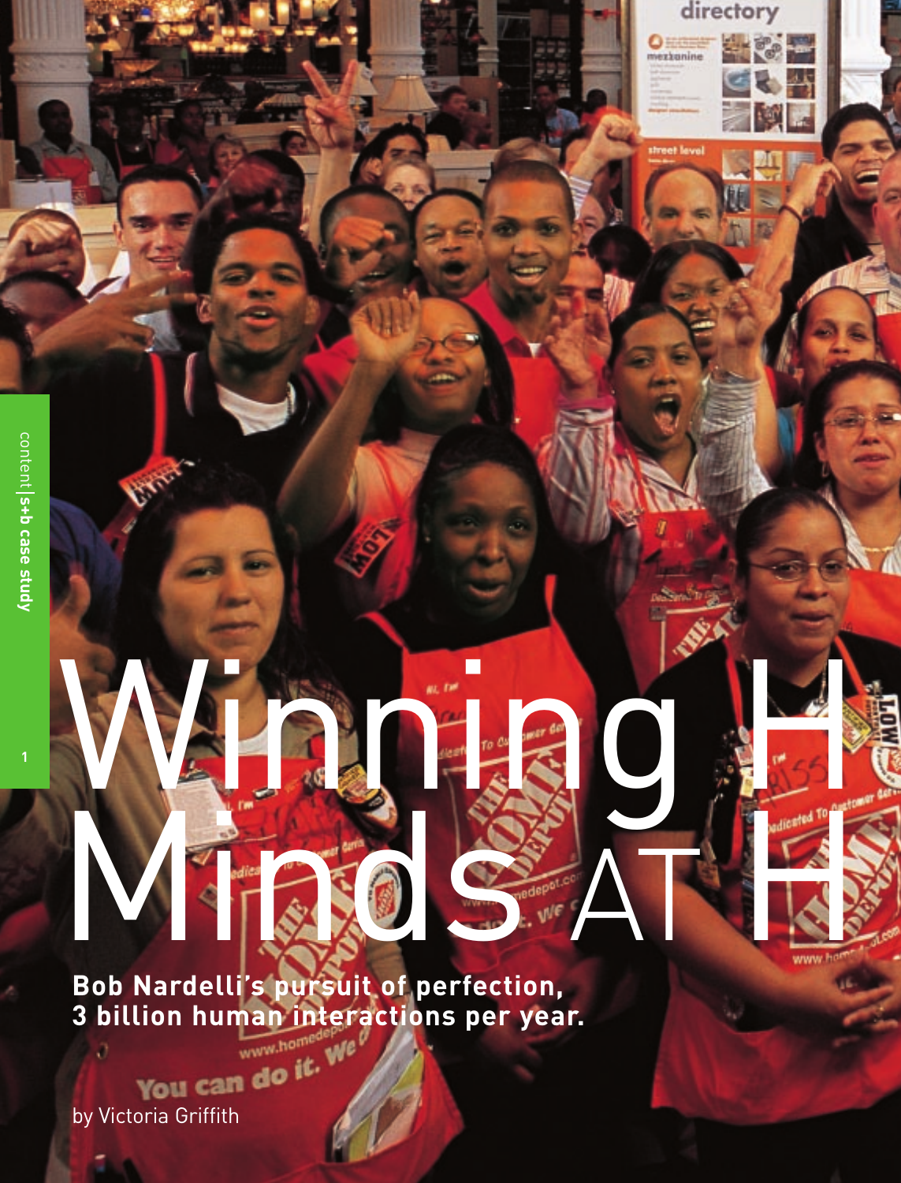# Winning Hearts and Minds at Home Depot

**Bob Nardelli's pursuit of perfection, 3 billion human interactions per year.**

by Victoria Griffith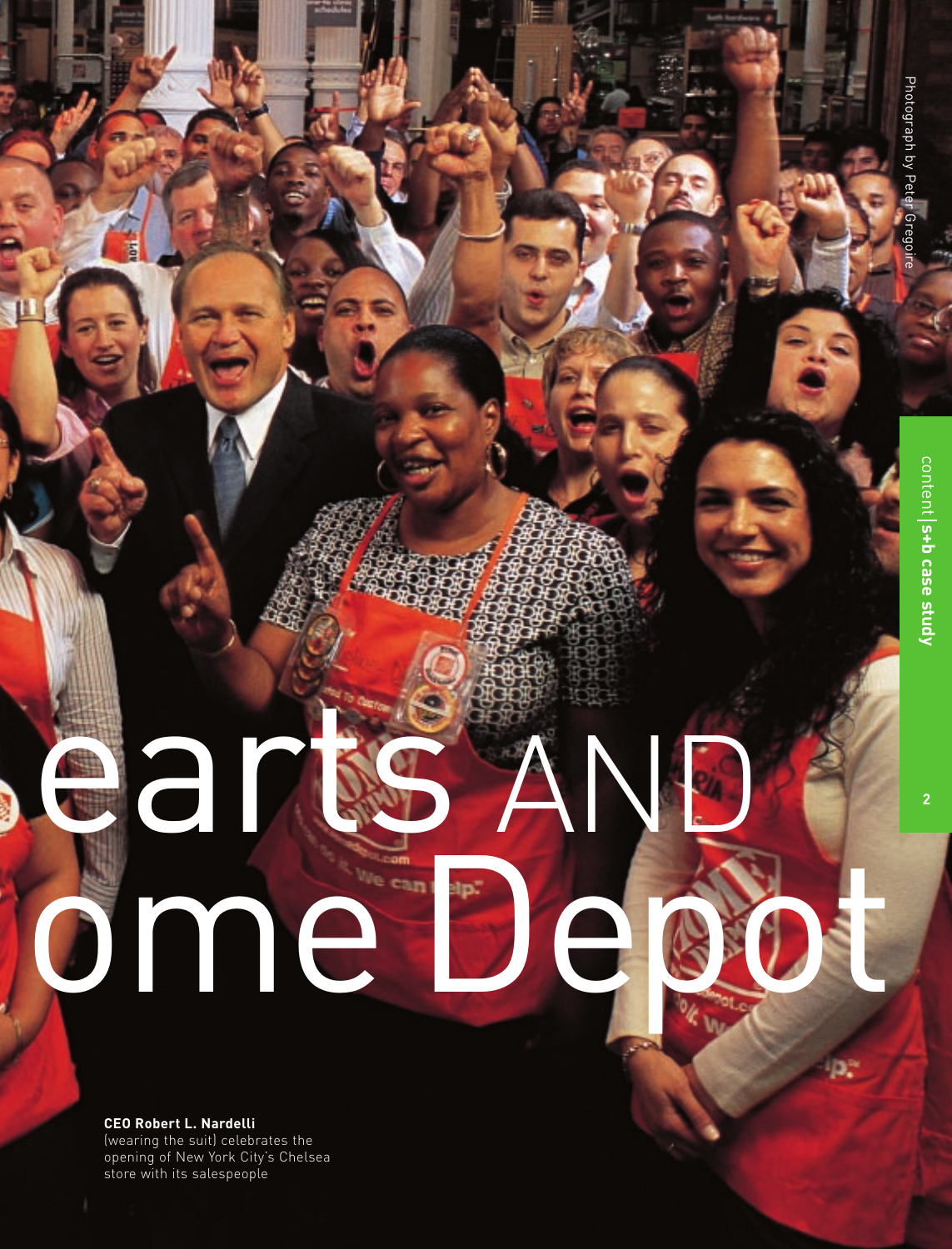# earts AND ome Depot

**CEO Robert L. Nardelli**
(wearing the suit) celebrates the opening of New York City's Chelsea store with its salespeople

Photograph by Peter Gregoire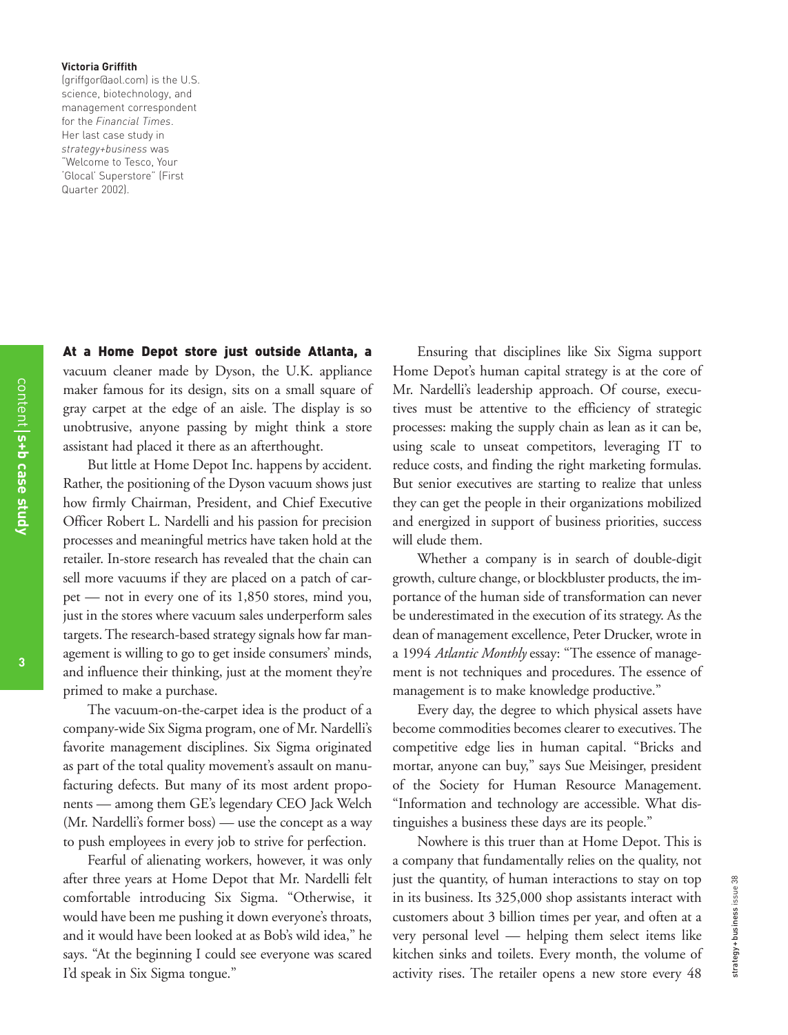**Victoria Griffith**
(griffgor@aol.com) is the U.S. science, biotechnology, and management correspondent for the *Financial Times*. Her last case study in *strategy+business* was "Welcome to Tesco, Your 'Glocal' Superstore" (First Quarter 2002).

**At a Home Depot store just outside Atlanta, a** vacuum cleaner made by Dyson, the U.K. appliance maker famous for its design, sits on a small square of gray carpet at the edge of an aisle. The display is so unobtrusive, anyone passing by might think a store assistant had placed it there as an afterthought.

But little at Home Depot Inc. happens by accident. Rather, the positioning of the Dyson vacuum shows just how firmly Chairman, President, and Chief Executive Officer Robert L. Nardelli and his passion for precision processes and meaningful metrics have taken hold at the retailer. In-store research has revealed that the chain can sell more vacuums if they are placed on a patch of carpet — not in every one of its 1,850 stores, mind you, just in the stores where vacuum sales underperform sales targets. The research-based strategy signals how far management is willing to go to get inside consumers' minds, and influence their thinking, just at the moment they're primed to make a purchase.

The vacuum-on-the-carpet idea is the product of a company-wide Six Sigma program, one of Mr. Nardelli's favorite management disciplines. Six Sigma originated as part of the total quality movement's assault on manufacturing defects. But many of its most ardent proponents — among them GE's legendary CEO Jack Welch (Mr. Nardelli's former boss) — use the concept as a way to push employees in every job to strive for perfection.

Fearful of alienating workers, however, it was only after three years at Home Depot that Mr. Nardelli felt comfortable introducing Six Sigma. "Otherwise, it would have been me pushing it down everyone's throats, and it would have been looked at as Bob's wild idea," he says. "At the beginning I could see everyone was scared I'd speak in Six Sigma tongue."

Ensuring that disciplines like Six Sigma support Home Depot's human capital strategy is at the core of Mr. Nardelli's leadership approach. Of course, executives must be attentive to the efficiency of strategic processes: making the supply chain as lean as it can be, using scale to unseat competitors, leveraging IT to reduce costs, and finding the right marketing formulas. But senior executives are starting to realize that unless they can get the people in their organizations mobilized and energized in support of business priorities, success will elude them.

Whether a company is in search of double-digit growth, culture change, or blockbluster products, the importance of the human side of transformation can never be underestimated in the execution of its strategy. As the dean of management excellence, Peter Drucker, wrote in a 1994 *Atlantic Monthly* essay: "The essence of management is not techniques and procedures. The essence of management is to make knowledge productive."

Every day, the degree to which physical assets have become commodities becomes clearer to executives. The competitive edge lies in human capital. "Bricks and mortar, anyone can buy," says Sue Meisinger, president of the Society for Human Resource Management. "Information and technology are accessible. What distinguishes a business these days are its people."

Nowhere is this truer than at Home Depot. This is a company that fundamentally relies on the quality, not just the quantity, of human interactions to stay on top in its business. Its 325,000 shop assistants interact with customers about 3 billion times per year, and often at a very personal level — helping them select items like kitchen sinks and toilets. Every month, the volume of activity rises. The retailer opens a new store every 48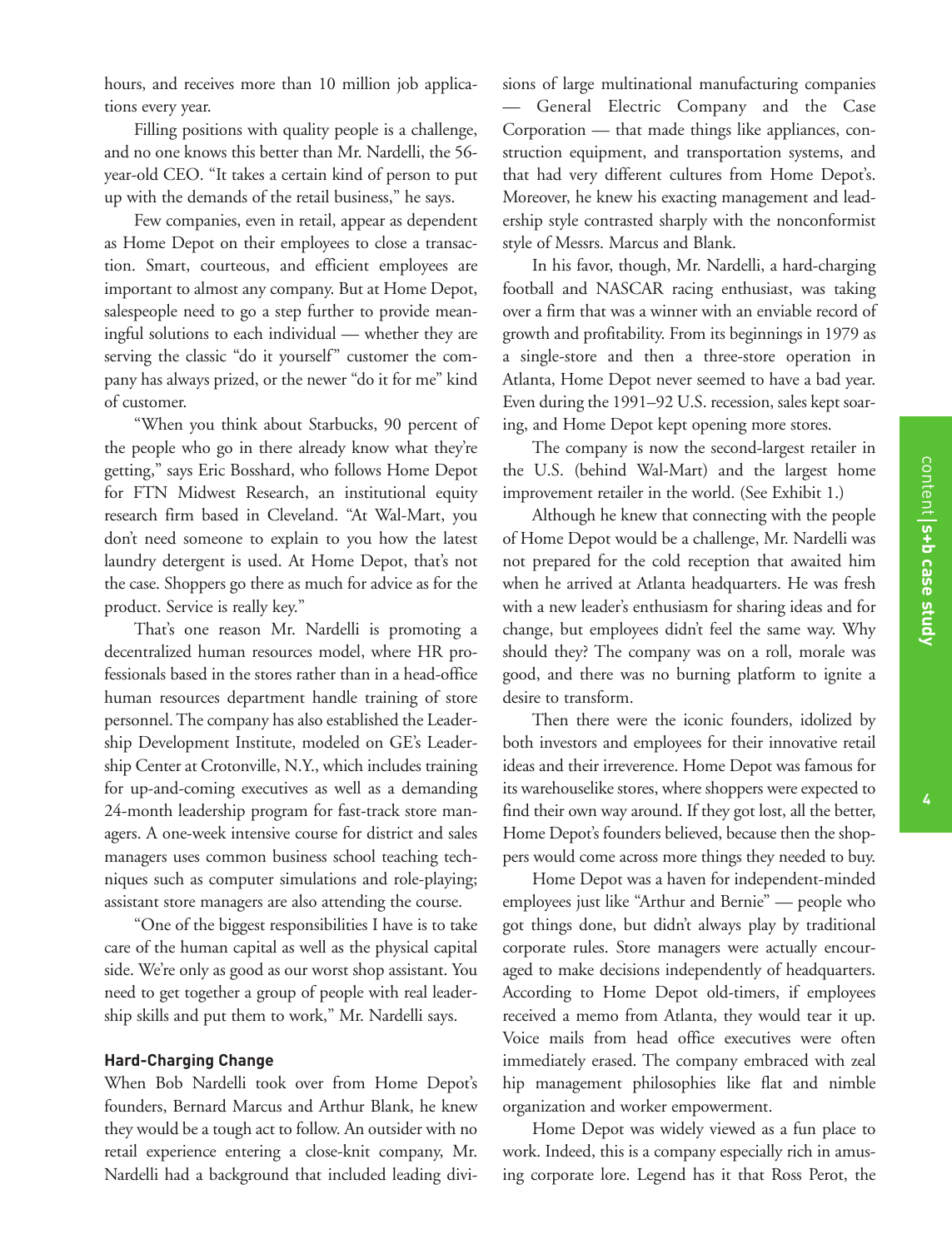hours, and receives more than 10 million job applications every year.

Filling positions with quality people is a challenge, and no one knows this better than Mr. Nardelli, the 56-year-old CEO. "It takes a certain kind of person to put up with the demands of the retail business," he says.

Few companies, even in retail, appear as dependent as Home Depot on their employees to close a transaction. Smart, courteous, and efficient employees are important to almost any company. But at Home Depot, salespeople need to go a step further to provide meaningful solutions to each individual — whether they are serving the classic "do it yourself" customer the company has always prized, or the newer "do it for me" kind of customer.

"When you think about Starbucks, 90 percent of the people who go in there already know what they're getting," says Eric Bosshard, who follows Home Depot for FTN Midwest Research, an institutional equity research firm based in Cleveland. "At Wal-Mart, you don't need someone to explain to you how the latest laundry detergent is used. At Home Depot, that's not the case. Shoppers go there as much for advice as for the product. Service is really key."

That's one reason Mr. Nardelli is promoting a decentralized human resources model, where HR professionals based in the stores rather than in a head-office human resources department handle training of store personnel. The company has also established the Leadership Development Institute, modeled on GE's Leadership Center at Crotonville, N.Y., which includes training for up-and-coming executives as well as a demanding 24-month leadership program for fast-track store managers. A one-week intensive course for district and sales managers uses common business school teaching techniques such as computer simulations and role-playing; assistant store managers are also attending the course.

"One of the biggest responsibilities I have is to take care of the human capital as well as the physical capital side. We're only as good as our worst shop assistant. You need to get together a group of people with real leadership skills and put them to work," Mr. Nardelli says.

### Hard-Charging Change

When Bob Nardelli took over from Home Depot's founders, Bernard Marcus and Arthur Blank, he knew they would be a tough act to follow. An outsider with no retail experience entering a close-knit company, Mr. Nardelli had a background that included leading divisions of large multinational manufacturing companies — General Electric Company and the Case Corporation — that made things like appliances, construction equipment, and transportation systems, and that had very different cultures from Home Depot's. Moreover, he knew his exacting management and leadership style contrasted sharply with the nonconformist style of Messrs. Marcus and Blank.

In his favor, though, Mr. Nardelli, a hard-charging football and NASCAR racing enthusiast, was taking over a firm that was a winner with an enviable record of growth and profitability. From its beginnings in 1979 as a single-store and then a three-store operation in Atlanta, Home Depot never seemed to have a bad year. Even during the 1991–92 U.S. recession, sales kept soaring, and Home Depot kept opening more stores.

The company is now the second-largest retailer in the U.S. (behind Wal-Mart) and the largest home improvement retailer in the world. (See Exhibit 1.)

Although he knew that connecting with the people of Home Depot would be a challenge, Mr. Nardelli was not prepared for the cold reception that awaited him when he arrived at Atlanta headquarters. He was fresh with a new leader's enthusiasm for sharing ideas and for change, but employees didn't feel the same way. Why should they? The company was on a roll, morale was good, and there was no burning platform to ignite a desire to transform.

Then there were the iconic founders, idolized by both investors and employees for their innovative retail ideas and their irreverence. Home Depot was famous for its warehouselike stores, where shoppers were expected to find their own way around. If they got lost, all the better, Home Depot's founders believed, because then the shoppers would come across more things they needed to buy.

Home Depot was a haven for independent-minded employees just like "Arthur and Bernie" — people who got things done, but didn't always play by traditional corporate rules. Store managers were actually encouraged to make decisions independently of headquarters. According to Home Depot old-timers, if employees received a memo from Atlanta, they would tear it up. Voice mails from head office executives were often immediately erased. The company embraced with zeal hip management philosophies like flat and nimble organization and worker empowerment.

Home Depot was widely viewed as a fun place to work. Indeed, this is a company especially rich in amusing corporate lore. Legend has it that Ross Perot, the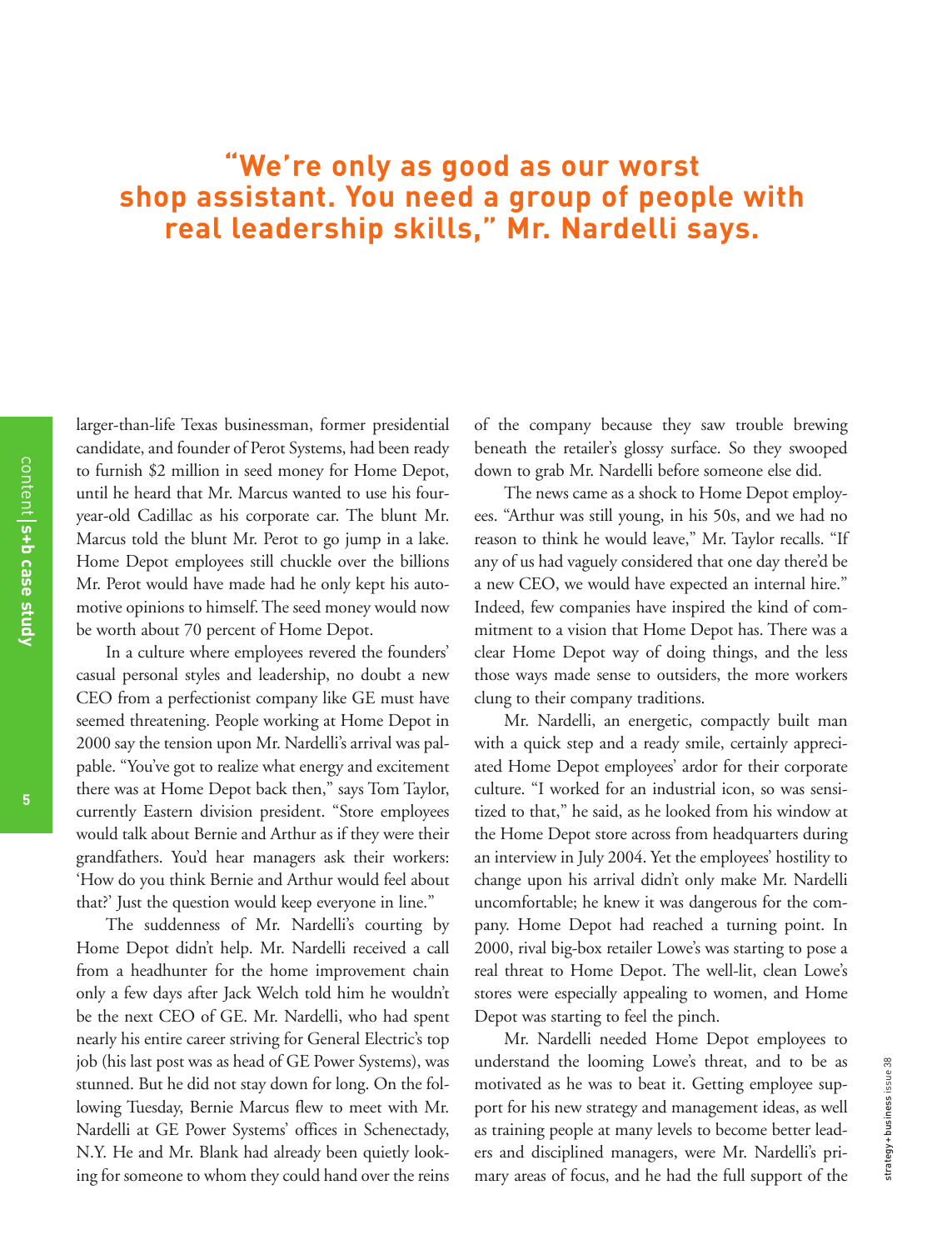**"We're only as good as our worst shop assistant. You need a group of people with real leadership skills," Mr. Nardelli says.**

larger-than-life Texas businessman, former presidential candidate, and founder of Perot Systems, had been ready to furnish $2 million in seed money for Home Depot, until he heard that Mr. Marcus wanted to use his four-year-old Cadillac as his corporate car. The blunt Mr. Marcus told the blunt Mr. Perot to go jump in a lake. Home Depot employees still chuckle over the billions Mr. Perot would have made had he only kept his automotive opinions to himself. The seed money would now be worth about 70 percent of Home Depot.

In a culture where employees revered the founders' casual personal styles and leadership, no doubt a new CEO from a perfectionist company like GE must have seemed threatening. People working at Home Depot in 2000 say the tension upon Mr. Nardelli's arrival was palpable. "You've got to realize what energy and excitement there was at Home Depot back then," says Tom Taylor, currently Eastern division president. "Store employees would talk about Bernie and Arthur as if they were their grandfathers. You'd hear managers ask their workers: 'How do you think Bernie and Arthur would feel about that?' Just the question would keep everyone in line."

The suddenness of Mr. Nardelli's courting by Home Depot didn't help. Mr. Nardelli received a call from a headhunter for the home improvement chain only a few days after Jack Welch told him he wouldn't be the next CEO of GE. Mr. Nardelli, who had spent nearly his entire career striving for General Electric's top job (his last post was as head of GE Power Systems), was stunned. But he did not stay down for long. On the following Tuesday, Bernie Marcus flew to meet with Mr. Nardelli at GE Power Systems' offices in Schenectady, N.Y. He and Mr. Blank had already been quietly looking for someone to whom they could hand over the reins of the company because they saw trouble brewing beneath the retailer's glossy surface. So they swooped down to grab Mr. Nardelli before someone else did.

The news came as a shock to Home Depot employees. "Arthur was still young, in his 50s, and we had no reason to think he would leave," Mr. Taylor recalls. "If any of us had vaguely considered that one day there'd be a new CEO, we would have expected an internal hire." Indeed, few companies have inspired the kind of commitment to a vision that Home Depot has. There was a clear Home Depot way of doing things, and the less those ways made sense to outsiders, the more workers clung to their company traditions.

Mr. Nardelli, an energetic, compactly built man with a quick step and a ready smile, certainly appreciated Home Depot employees' ardor for their corporate culture. "I worked for an industrial icon, so was sensitized to that," he said, as he looked from his window at the Home Depot store across from headquarters during an interview in July 2004. Yet the employees' hostility to change upon his arrival didn't only make Mr. Nardelli uncomfortable; he knew it was dangerous for the company. Home Depot had reached a turning point. In 2000, rival big-box retailer Lowe's was starting to pose a real threat to Home Depot. The well-lit, clean Lowe's stores were especially appealing to women, and Home Depot was starting to feel the pinch.

Mr. Nardelli needed Home Depot employees to understand the looming Lowe's threat, and to be as motivated as he was to beat it. Getting employee support for his new strategy and management ideas, as well as training people at many levels to become better leaders and disciplined managers, were Mr. Nardelli's primary areas of focus, and he had the full support of the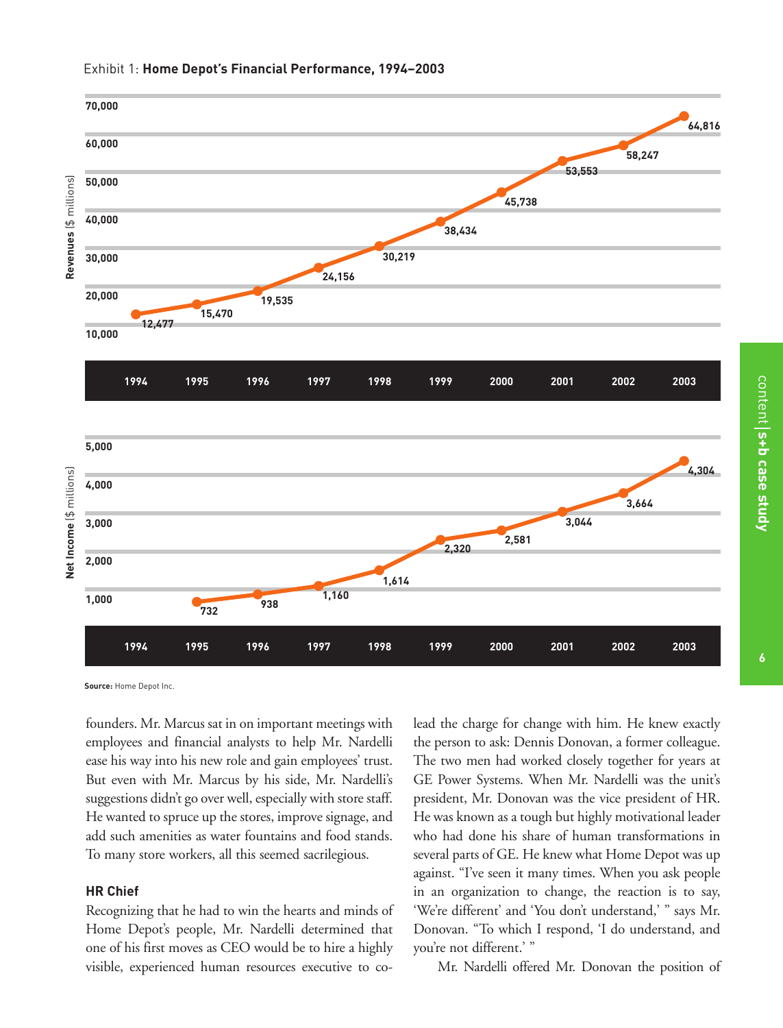Exhibit 1: **Home Depot's Financial Performance, 1994–2003**

| Year | Revenues ($ millions) | Net Income ($ millions) |
|---|---|---|
| 1994 | 12,477 | |
| 1995 | 15,470 | 732 |
| 1996 | 19,535 | 938 |
| 1997 | 24,156 | 1,160 |
| 1998 | 30,219 | 1,614 |
| 1999 | 38,434 | 2,320 |
| 2000 | 45,738 | 2,581 |
| 2001 | 53,553 | 3,044 |
| 2002 | 58,247 | 3,664 |
| 2003 | 64,816 | 4,304 |

**Source:** Home Depot Inc.

founders. Mr. Marcus sat in on important meetings with employees and financial analysts to help Mr. Nardelli ease his way into his new role and gain employees' trust. But even with Mr. Marcus by his side, Mr. Nardelli's suggestions didn't go over well, especially with store staff. He wanted to spruce up the stores, improve signage, and add such amenities as water fountains and food stands. To many store workers, all this seemed sacrilegious.

### HR Chief

Recognizing that he had to win the hearts and minds of Home Depot's people, Mr. Nardelli determined that one of his first moves as CEO would be to hire a highly visible, experienced human resources executive to co-lead the charge for change with him. He knew exactly the person to ask: Dennis Donovan, a former colleague. The two men had worked closely together for years at GE Power Systems. When Mr. Nardelli was the unit's president, Mr. Donovan was the vice president of HR. He was known as a tough but highly motivational leader who had done his share of human transformations in several parts of GE. He knew what Home Depot was up against. "I've seen it many times. When you ask people in an organization to change, the reaction is to say, 'We're different' and 'You don't understand,' " says Mr. Donovan. "To which I respond, 'I do understand, and you're not different.' "

Mr. Nardelli offered Mr. Donovan the position of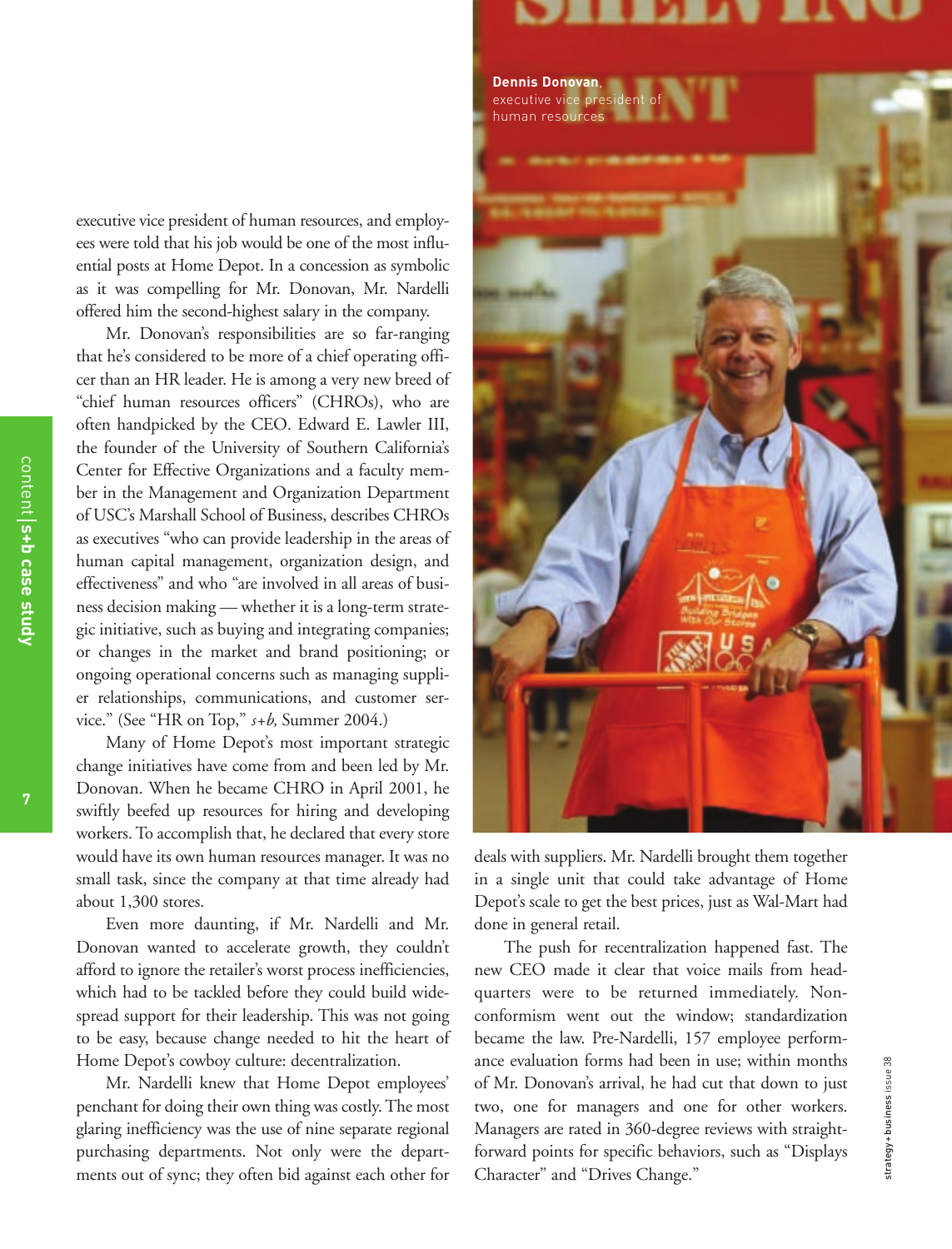executive vice president of human resources, and employees were told that his job would be one of the most influential posts at Home Depot. In a concession as symbolic as it was compelling for Mr. Donovan, Mr. Nardelli offered him the second-highest salary in the company.

Mr. Donovan's responsibilities are so far-ranging that he's considered to be more of a chief operating officer than an HR leader. He is among a very new breed of "chief human resources officers" (CHROs), who are often handpicked by the CEO. Edward E. Lawler III, the founder of the University of Southern California's Center for Effective Organizations and a faculty member in the Management and Organization Department of USC's Marshall School of Business, describes CHROs as executives "who can provide leadership in the areas of human capital management, organization design, and effectiveness" and who "are involved in all areas of business decision making — whether it is a long-term strategic initiative, such as buying and integrating companies; or changes in the market and brand positioning; or ongoing operational concerns such as managing supplier relationships, communications, and customer service." (See "HR on Top," *s+b,* Summer 2004.)

Many of Home Depot's most important strategic change initiatives have come from and been led by Mr. Donovan. When he became CHRO in April 2001, he swiftly beefed up resources for hiring and developing workers. To accomplish that, he declared that every store would have its own human resources manager. It was no small task, since the company at that time already had about 1,300 stores.

Even more daunting, if Mr. Nardelli and Mr. Donovan wanted to accelerate growth, they couldn't afford to ignore the retailer's worst process inefficiencies, which had to be tackled before they could build widespread support for their leadership. This was not going to be easy, because change needed to hit the heart of Home Depot's cowboy culture: decentralization.

Mr. Nardelli knew that Home Depot employees' penchant for doing their own thing was costly. The most glaring inefficiency was the use of nine separate regional purchasing departments. Not only were the departments out of sync; they often bid against each other for deals with suppliers. Mr. Nardelli brought them together in a single unit that could take advantage of Home Depot's scale to get the best prices, just as Wal-Mart had done in general retail.

The push for recentralization happened fast. The new CEO made it clear that voice mails from headquarters were to be returned immediately. Nonconformism went out the window; standardization became the law. Pre-Nardelli, 157 employee performance evaluation forms had been in use; within months of Mr. Donovan's arrival, he had cut that down to just two, one for managers and one for other workers. Managers are rated in 360-degree reviews with straightforward points for specific behaviors, such as "Displays Character" and "Drives Change."

**Dennis Donovan**, executive vice president of human resources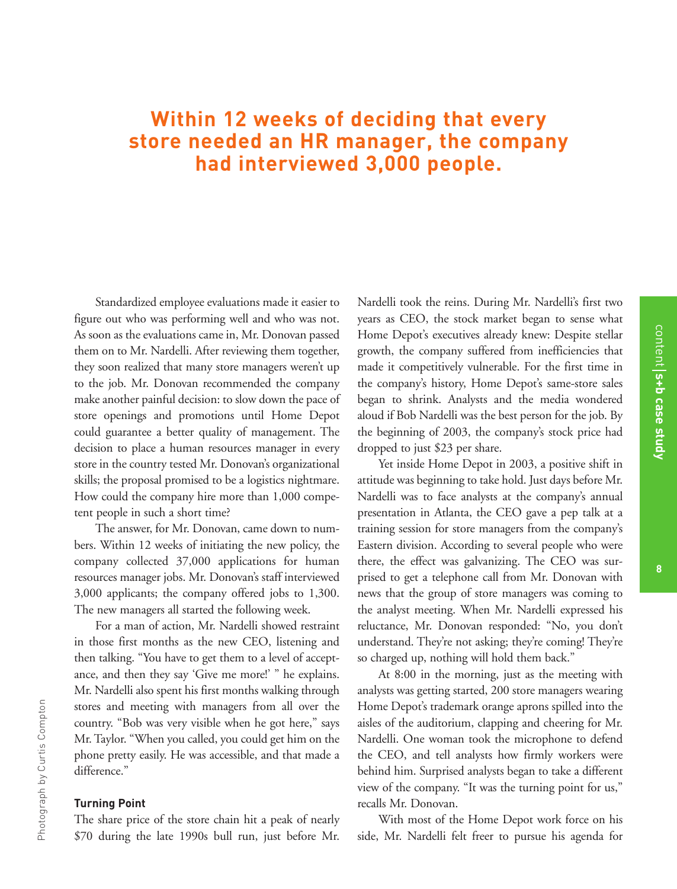**Within 12 weeks of deciding that every store needed an HR manager, the company had interviewed 3,000 people.**

Standardized employee evaluations made it easier to figure out who was performing well and who was not. As soon as the evaluations came in, Mr. Donovan passed them on to Mr. Nardelli. After reviewing them together, they soon realized that many store managers weren't up to the job. Mr. Donovan recommended the company make another painful decision: to slow down the pace of store openings and promotions until Home Depot could guarantee a better quality of management. The decision to place a human resources manager in every store in the country tested Mr. Donovan's organizational skills; the proposal promised to be a logistics nightmare. How could the company hire more than 1,000 competent people in such a short time?

The answer, for Mr. Donovan, came down to numbers. Within 12 weeks of initiating the new policy, the company collected 37,000 applications for human resources manager jobs. Mr. Donovan's staff interviewed 3,000 applicants; the company offered jobs to 1,300. The new managers all started the following week.

For a man of action, Mr. Nardelli showed restraint in those first months as the new CEO, listening and then talking. "You have to get them to a level of acceptance, and then they say 'Give me more!' " he explains. Mr. Nardelli also spent his first months walking through stores and meeting with managers from all over the country. "Bob was very visible when he got here," says Mr. Taylor. "When you called, you could get him on the phone pretty easily. He was accessible, and that made a difference."

### Turning Point

The share price of the store chain hit a peak of nearly $70 during the late 1990s bull run, just before Mr. Nardelli took the reins. During Mr. Nardelli's first two years as CEO, the stock market began to sense what Home Depot's executives already knew: Despite stellar growth, the company suffered from inefficiencies that made it competitively vulnerable. For the first time in the company's history, Home Depot's same-store sales began to shrink. Analysts and the media wondered aloud if Bob Nardelli was the best person for the job. By the beginning of 2003, the company's stock price had dropped to just $23 per share.

Yet inside Home Depot in 2003, a positive shift in attitude was beginning to take hold. Just days before Mr. Nardelli was to face analysts at the company's annual presentation in Atlanta, the CEO gave a pep talk at a training session for store managers from the company's Eastern division. According to several people who were there, the effect was galvanizing. The CEO was surprised to get a telephone call from Mr. Donovan with news that the group of store managers was coming to the analyst meeting. When Mr. Nardelli expressed his reluctance, Mr. Donovan responded: "No, you don't understand. They're not asking; they're coming! They're so charged up, nothing will hold them back."

At 8:00 in the morning, just as the meeting with analysts was getting started, 200 store managers wearing Home Depot's trademark orange aprons spilled into the aisles of the auditorium, clapping and cheering for Mr. Nardelli. One woman took the microphone to defend the CEO, and tell analysts how firmly workers were behind him. Surprised analysts began to take a different view of the company. "It was the turning point for us," recalls Mr. Donovan.

With most of the Home Depot work force on his side, Mr. Nardelli felt freer to pursue his agenda for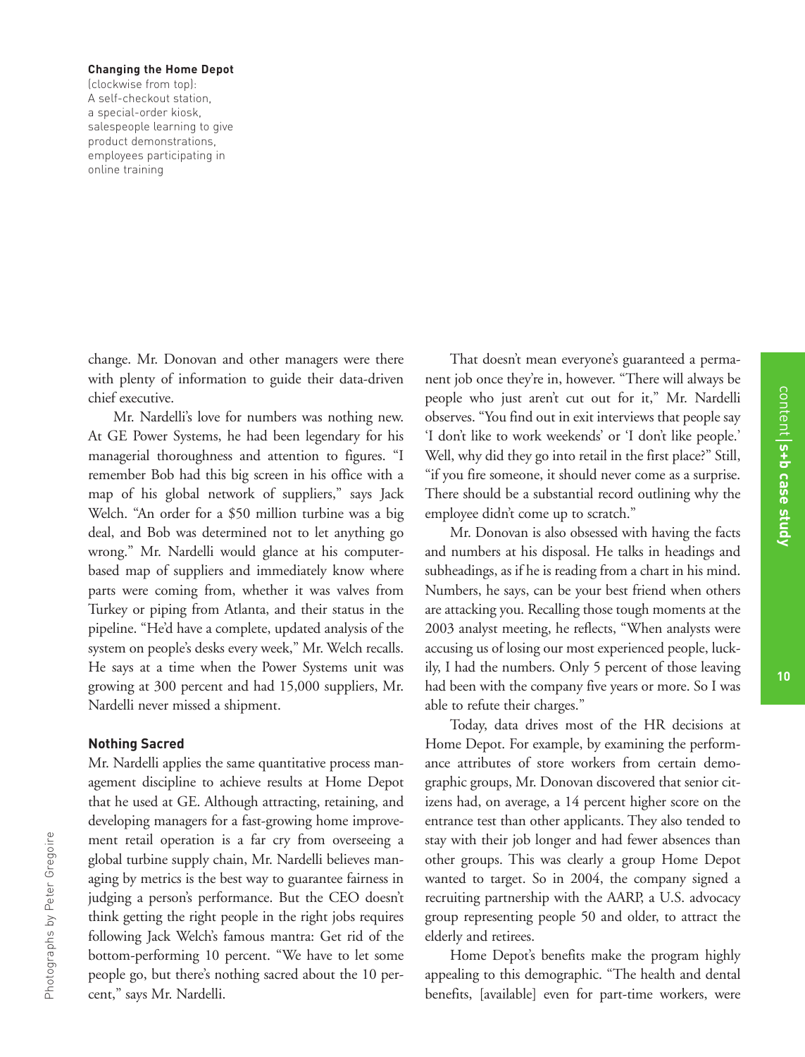**Changing the Home Depot**
(clockwise from top):
A self-checkout station,
a special-order kiosk,
salespeople learning to give
product demonstrations,
employees participating in
online training

Photographs by Peter Gregoire

change. Mr. Donovan and other managers were there with plenty of information to guide their data-driven chief executive.

Mr. Nardelli's love for numbers was nothing new. At GE Power Systems, he had been legendary for his managerial thoroughness and attention to figures. "I remember Bob had this big screen in his office with a map of his global network of suppliers," says Jack Welch. "An order for a $50 million turbine was a big deal, and Bob was determined not to let anything go wrong." Mr. Nardelli would glance at his computer-based map of suppliers and immediately know where parts were coming from, whether it was valves from Turkey or piping from Atlanta, and their status in the pipeline. "He'd have a complete, updated analysis of the system on people's desks every week," Mr. Welch recalls. He says at a time when the Power Systems unit was growing at 300 percent and had 15,000 suppliers, Mr. Nardelli never missed a shipment.

## Nothing Sacred

Mr. Nardelli applies the same quantitative process management discipline to achieve results at Home Depot that he used at GE. Although attracting, retaining, and developing managers for a fast-growing home improvement retail operation is a far cry from overseeing a global turbine supply chain, Mr. Nardelli believes managing by metrics is the best way to guarantee fairness in judging a person's performance. But the CEO doesn't think getting the right people in the right jobs requires following Jack Welch's famous mantra: Get rid of the bottom-performing 10 percent. "We have to let some people go, but there's nothing sacred about the 10 percent," says Mr. Nardelli.

That doesn't mean everyone's guaranteed a permanent job once they're in, however. "There will always be people who just aren't cut out for it," Mr. Nardelli observes. "You find out in exit interviews that people say 'I don't like to work weekends' or 'I don't like people.' Well, why did they go into retail in the first place?" Still, "if you fire someone, it should never come as a surprise. There should be a substantial record outlining why the employee didn't come up to scratch."

Mr. Donovan is also obsessed with having the facts and numbers at his disposal. He talks in headings and subheadings, as if he is reading from a chart in his mind. Numbers, he says, can be your best friend when others are attacking you. Recalling those tough moments at the 2003 analyst meeting, he reflects, "When analysts were accusing us of losing our most experienced people, luckily, I had the numbers. Only 5 percent of those leaving had been with the company five years or more. So I was able to refute their charges."

Today, data drives most of the HR decisions at Home Depot. For example, by examining the performance attributes of store workers from certain demographic groups, Mr. Donovan discovered that senior citizens had, on average, a 14 percent higher score on the entrance test than other applicants. They also tended to stay with their job longer and had fewer absences than other groups. This was clearly a group Home Depot wanted to target. So in 2004, the company signed a recruiting partnership with the AARP, a U.S. advocacy group representing people 50 and older, to attract the elderly and retirees.

Home Depot's benefits make the program highly appealing to this demographic. "The health and dental benefits, [available] even for part-time workers, were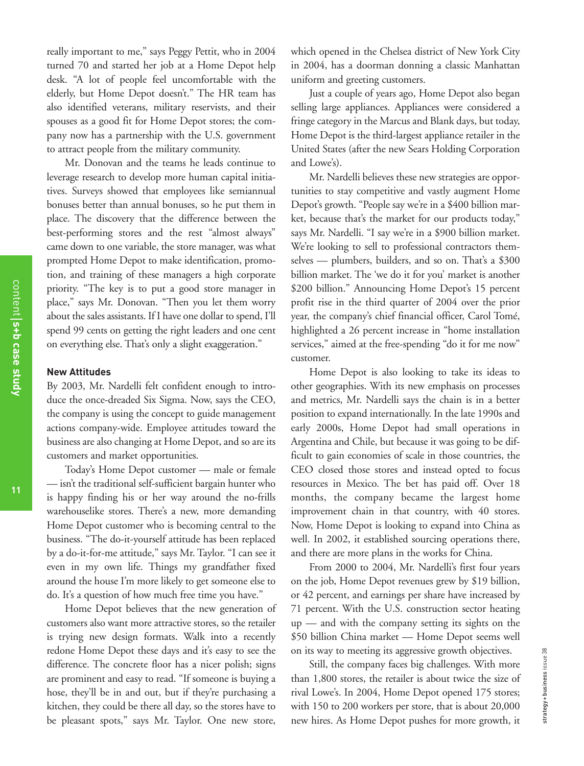really important to me," says Peggy Pettit, who in 2004 turned 70 and started her job at a Home Depot help desk. "A lot of people feel uncomfortable with the elderly, but Home Depot doesn't." The HR team has also identified veterans, military reservists, and their spouses as a good fit for Home Depot stores; the company now has a partnership with the U.S. government to attract people from the military community.

Mr. Donovan and the teams he leads continue to leverage research to develop more human capital initiatives. Surveys showed that employees like semiannual bonuses better than annual bonuses, so he put them in place. The discovery that the difference between the best-performing stores and the rest "almost always" came down to one variable, the store manager, was what prompted Home Depot to make identification, promotion, and training of these managers a high corporate priority. "The key is to put a good store manager in place," says Mr. Donovan. "Then you let them worry about the sales assistants. If I have one dollar to spend, I'll spend 99 cents on getting the right leaders and one cent on everything else. That's only a slight exaggeration."

### New Attitudes

By 2003, Mr. Nardelli felt confident enough to introduce the once-dreaded Six Sigma. Now, says the CEO, the company is using the concept to guide management actions company-wide. Employee attitudes toward the business are also changing at Home Depot, and so are its customers and market opportunities.

Today's Home Depot customer — male or female — isn't the traditional self-sufficient bargain hunter who is happy finding his or her way around the no-frills warehouselike stores. There's a new, more demanding Home Depot customer who is becoming central to the business. "The do-it-yourself attitude has been replaced by a do-it-for-me attitude," says Mr. Taylor. "I can see it even in my own life. Things my grandfather fixed around the house I'm more likely to get someone else to do. It's a question of how much free time you have."

Home Depot believes that the new generation of customers also want more attractive stores, so the retailer is trying new design formats. Walk into a recently redone Home Depot these days and it's easy to see the difference. The concrete floor has a nicer polish; signs are prominent and easy to read. "If someone is buying a hose, they'll be in and out, but if they're purchasing a kitchen, they could be there all day, so the stores have to be pleasant spots," says Mr. Taylor. One new store, which opened in the Chelsea district of New York City in 2004, has a doorman donning a classic Manhattan uniform and greeting customers.

Just a couple of years ago, Home Depot also began selling large appliances. Appliances were considered a fringe category in the Marcus and Blank days, but today, Home Depot is the third-largest appliance retailer in the United States (after the new Sears Holding Corporation and Lowe's).

Mr. Nardelli believes these new strategies are opportunities to stay competitive and vastly augment Home Depot's growth. "People say we're in a $400 billion market, because that's the market for our products today," says Mr. Nardelli. "I say we're in a $900 billion market. We're looking to sell to professional contractors themselves — plumbers, builders, and so on. That's a $300 billion market. The 'we do it for you' market is another $200 billion." Announcing Home Depot's 15 percent profit rise in the third quarter of 2004 over the prior year, the company's chief financial officer, Carol Tomé, highlighted a 26 percent increase in "home installation services," aimed at the free-spending "do it for me now" customer.

Home Depot is also looking to take its ideas to other geographies. With its new emphasis on processes and metrics, Mr. Nardelli says the chain is in a better position to expand internationally. In the late 1990s and early 2000s, Home Depot had small operations in Argentina and Chile, but because it was going to be difficult to gain economies of scale in those countries, the CEO closed those stores and instead opted to focus resources in Mexico. The bet has paid off. Over 18 months, the company became the largest home improvement chain in that country, with 40 stores. Now, Home Depot is looking to expand into China as well. In 2002, it established sourcing operations there, and there are more plans in the works for China.

From 2000 to 2004, Mr. Nardelli's first four years on the job, Home Depot revenues grew by $19 billion, or 42 percent, and earnings per share have increased by 71 percent. With the U.S. construction sector heating up — and with the company setting its sights on the $50 billion China market — Home Depot seems well on its way to meeting its aggressive growth objectives.

Still, the company faces big challenges. With more than 1,800 stores, the retailer is about twice the size of rival Lowe's. In 2004, Home Depot opened 175 stores; with 150 to 200 workers per store, that is about 20,000 new hires. As Home Depot pushes for more growth, it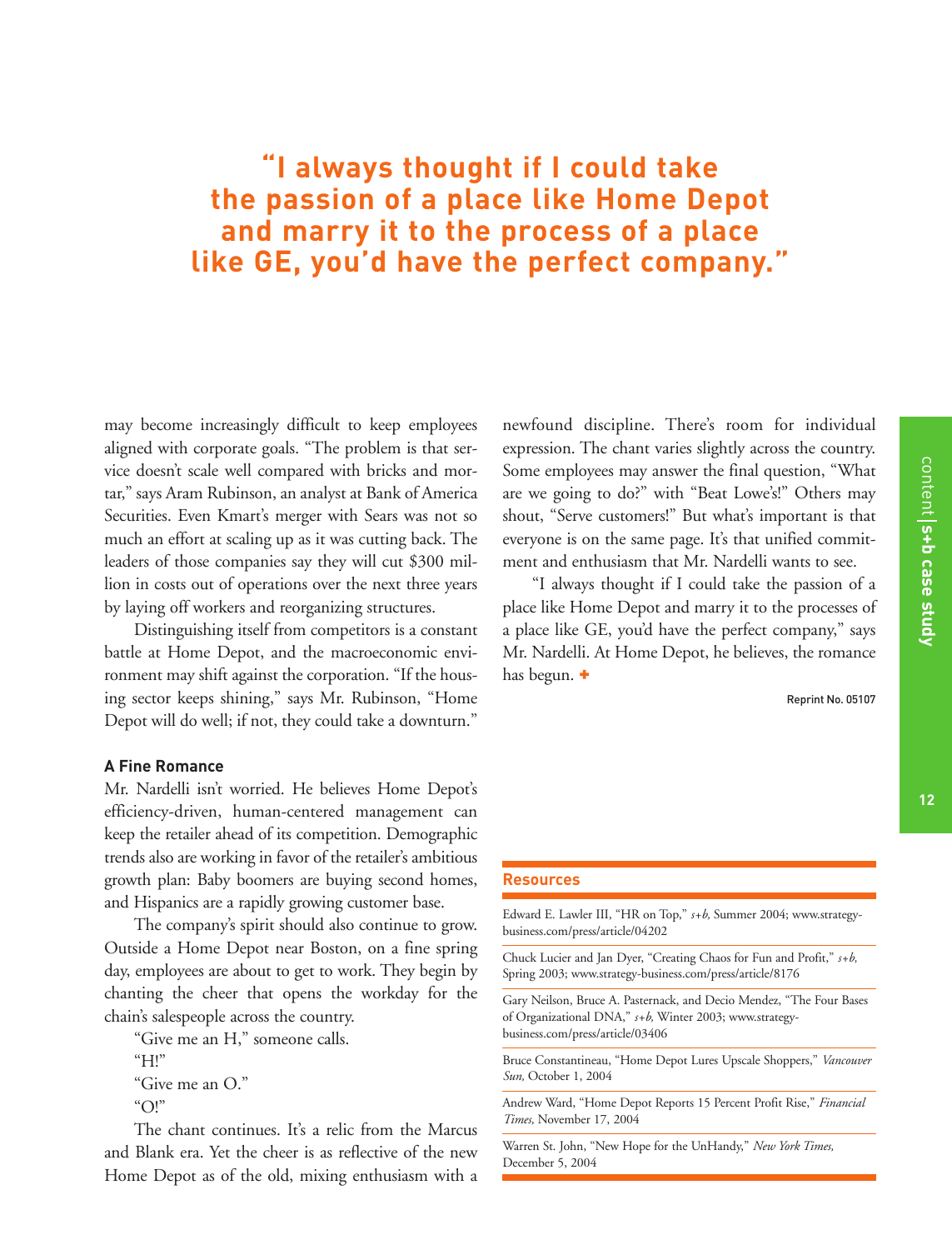**"I always thought if I could take the passion of a place like Home Depot and marry it to the process of a place like GE, you'd have the perfect company."**

may become increasingly difficult to keep employees aligned with corporate goals. "The problem is that service doesn't scale well compared with bricks and mortar," says Aram Rubinson, an analyst at Bank of America Securities. Even Kmart's merger with Sears was not so much an effort at scaling up as it was cutting back. The leaders of those companies say they will cut $300 million in costs out of operations over the next three years by laying off workers and reorganizing structures.

Distinguishing itself from competitors is a constant battle at Home Depot, and the macroeconomic environment may shift against the corporation. "If the housing sector keeps shining," says Mr. Rubinson, "Home Depot will do well; if not, they could take a downturn."

### A Fine Romance

Mr. Nardelli isn't worried. He believes Home Depot's efficiency-driven, human-centered management can keep the retailer ahead of its competition. Demographic trends also are working in favor of the retailer's ambitious growth plan: Baby boomers are buying second homes, and Hispanics are a rapidly growing customer base.

The company's spirit should also continue to grow. Outside a Home Depot near Boston, on a fine spring day, employees are about to get to work. They begin by chanting the cheer that opens the workday for the chain's salespeople across the country.

"Give me an H," someone calls.

"H!"

"Give me an O."

"O!"

The chant continues. It's a relic from the Marcus and Blank era. Yet the cheer is as reflective of the new Home Depot as of the old, mixing enthusiasm with a newfound discipline. There's room for individual expression. The chant varies slightly across the country. Some employees may answer the final question, "What are we going to do?" with "Beat Lowe's!" Others may shout, "Serve customers!" But what's important is that everyone is on the same page. It's that unified commitment and enthusiasm that Mr. Nardelli wants to see.

"I always thought if I could take the passion of a place like Home Depot and marry it to the processes of a place like GE, you'd have the perfect company," says Mr. Nardelli. At Home Depot, he believes, the romance has begun. ✚

Reprint No. 05107

### Resources

Edward E. Lawler III, "HR on Top," *s+b,* Summer 2004; www.strategy-business.com/press/article/04202

Chuck Lucier and Jan Dyer, "Creating Chaos for Fun and Profit," *s+b,* Spring 2003; www.strategy-business.com/press/article/8176

Gary Neilson, Bruce A. Pasternack, and Decio Mendez, "The Four Bases of Organizational DNA," *s+b,* Winter 2003; www.strategy-business.com/press/article/03406

Bruce Constantineau, "Home Depot Lures Upscale Shoppers," *Vancouver Sun,* October 1, 2004

Andrew Ward, "Home Depot Reports 15 Percent Profit Rise," *Financial Times,* November 17, 2004

Warren St. John, "New Hope for the UnHandy," *New York Times,* December 5, 2004